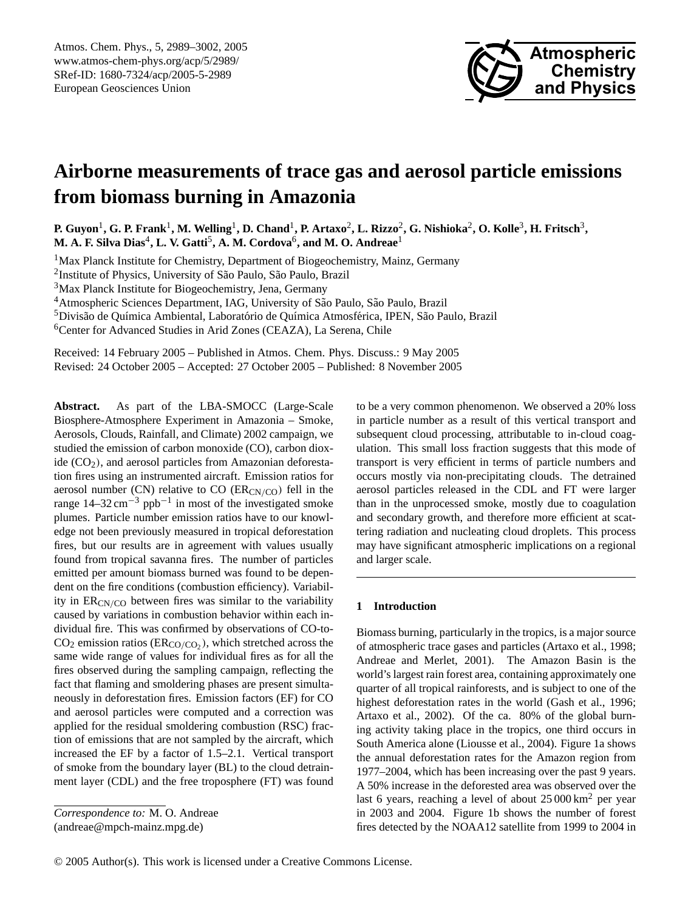# Airborne measurements of trace gas and aerosol particle emissions from biomass burning in Amazonia

**P. Guyon[1], G. P. Frank[1], M. Welling[1], D. Chand[1], P. Artaxo[2], L. Rizzo[2], G. Nishioka[2], O. Kolle[3], H. Fritsch[3], M. A. F. Silva Dias[4], L. V. Gatti[5], A. M. Cordova[6], and M. O. Andreae[1]**

[1]Max Planck Institute for Chemistry, Department of Biogeochemistry, Mainz, Germany
[2]Institute of Physics, University of São Paulo, São Paulo, Brazil
[3]Max Planck Institute for Biogeochemistry, Jena, Germany
[4]Atmospheric Sciences Department, IAG, University of São Paulo, São Paulo, Brazil
[5]Divisão de Química Ambiental, Laboratório de Química Atmosférica, IPEN, São Paulo, Brazil
[6]Center for Advanced Studies in Arid Zones (CEAZA), La Serena, Chile

Received: 14 February 2005 – Published in Atmos. Chem. Phys. Discuss.: 9 May 2005
Revised: 24 October 2005 – Accepted: 27 October 2005 – Published: 8 November 2005

**Abstract.** As part of the LBA-SMOCC (Large-Scale Biosphere-Atmosphere Experiment in Amazonia – Smoke, Aerosols, Clouds, Rainfall, and Climate) 2002 campaign, we studied the emission of carbon monoxide (CO), carbon dioxide ($CO_2$), and aerosol particles from Amazonian deforestation fires using an instrumented aircraft. Emission ratios for aerosol number (CN) relative to CO ($ER_{CN/CO}$) fell in the range 14–32 $cm^{-3}$ $ppb^{-1}$ in most of the investigated smoke plumes. Particle number emission ratios have to our knowledge not been previously measured in tropical deforestation fires, but our results are in agreement with values usually found from tropical savanna fires. The number of particles emitted per amount biomass burned was found to be dependent on the fire conditions (combustion efficiency). Variability in $ER_{CN/CO}$ between fires was similar to the variability caused by variations in combustion behavior within each individual fire. This was confirmed by observations of CO-to-$CO_2$ emission ratios ($ER_{CO/CO_2}$), which stretched across the same wide range of values for individual fires as for all the fires observed during the sampling campaign, reflecting the fact that flaming and smoldering phases are present simultaneously in deforestation fires. Emission factors (EF) for CO and aerosol particles were computed and a correction was applied for the residual smoldering combustion (RSC) fraction of emissions that are not sampled by the aircraft, which increased the EF by a factor of 1.5–2.1. Vertical transport of smoke from the boundary layer (BL) to the cloud detrainment layer (CDL) and the free troposphere (FT) was found to be a very common phenomenon. We observed a 20% loss in particle number as a result of this vertical transport and subsequent cloud processing, attributable to in-cloud coagulation. This small loss fraction suggests that this mode of transport is very efficient in terms of particle numbers and occurs mostly via non-precipitating clouds. The detrained aerosol particles released in the CDL and FT were larger than in the unprocessed smoke, mostly due to coagulation and secondary growth, and therefore more efficient at scattering radiation and nucleating cloud droplets. This process may have significant atmospheric implications on a regional and larger scale.

## 1 Introduction

Biomass burning, particularly in the tropics, is a major source of atmospheric trace gases and particles (Artaxo et al., 1998; Andreae and Merlet, 2001). The Amazon Basin is the world's largest rain forest area, containing approximately one quarter of all tropical rainforests, and is subject to one of the highest deforestation rates in the world (Gash et al., 1996; Artaxo et al., 2002). Of the ca. 80% of the global burning activity taking place in the tropics, one third occurs in South America alone (Liousse et al., 2004). Figure 1a shows the annual deforestation rates for the Amazon region from 1977–2004, which has been increasing over the past 9 years. A 50% increase in the deforested area was observed over the last 6 years, reaching a level of about 25 000 $km^2$ per year in 2003 and 2004. Figure 1b shows the number of forest fires detected by the NOAA12 satellite from 1999 to 2004 in

*Correspondence to:* M. O. Andreae
(andreae@mpch-mainz.mpg.de)

© 2005 Author(s). This work is licensed under a Creative Commons License.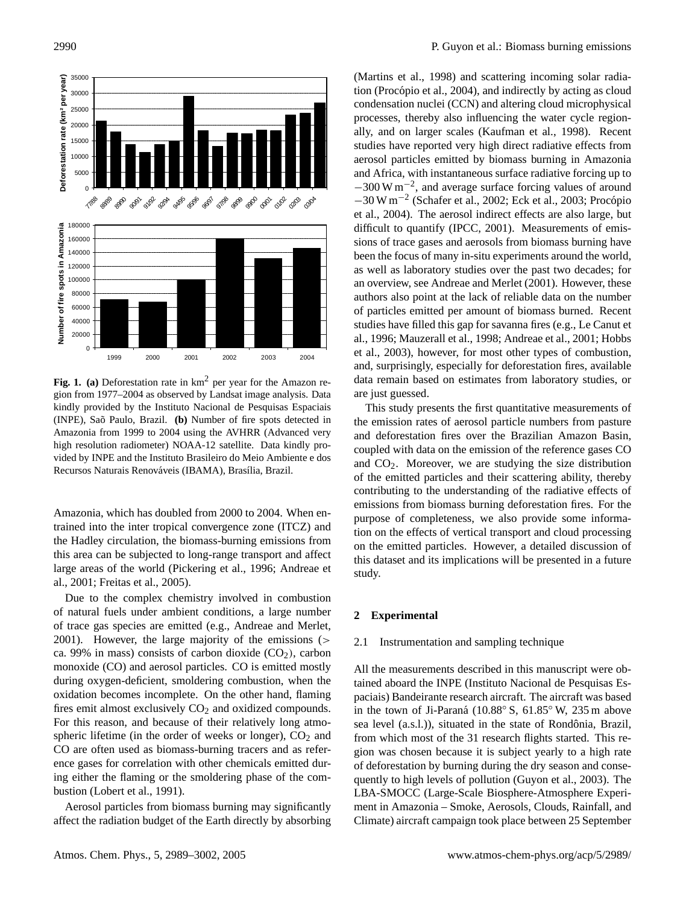Fig. 1. **(a)** Deforestation rate in $km^2$ per year for the Amazon region from 1977–2004 as observed by Landsat image analysis. Data kindly provided by the Instituto Nacional de Pesquisas Espaciais (INPE), São Paulo, Brazil. **(b)** Number of fire spots detected in Amazonia from 1999 to 2004 using the AVHRR (Advanced very high resolution radiometer) NOAA-12 satellite. Data kindly provided by INPE and the Instituto Brasileiro do Meio Ambiente e dos Recursos Naturais Renováveis (IBAMA), Brasília, Brazil.

Amazonia, which has doubled from 2000 to 2004. When entrained into the inter tropical convergence zone (ITCZ) and the Hadley circulation, the biomass-burning emissions from this area can be subjected to long-range transport and affect large areas of the world (Pickering et al., 1996; Andreae et al., 2001; Freitas et al., 2005).

Due to the complex chemistry involved in combustion of natural fuels under ambient conditions, a large number of trace gas species are emitted (e.g., Andreae and Merlet, 2001). However, the large majority of the emissions (> ca. 99% in mass) consists of carbon dioxide ($CO_2$), carbon monoxide (CO) and aerosol particles. CO is emitted mostly during oxygen-deficient, smoldering combustion, when the oxidation becomes incomplete. On the other hand, flaming fires emit almost exclusively $CO_2$ and oxidized compounds. For this reason, and because of their relatively long atmospheric lifetime (in the order of weeks or longer), $CO_2$ and CO are often used as biomass-burning tracers and as reference gases for correlation with other chemicals emitted during either the flaming or the smoldering phase of the combustion (Lobert et al., 1991).

Aerosol particles from biomass burning may significantly affect the radiation budget of the Earth directly by absorbing (Martins et al., 1998) and scattering incoming solar radiation (Procópio et al., 2004), and indirectly by acting as cloud condensation nuclei (CCN) and altering cloud microphysical processes, thereby also influencing the water cycle regionally, and on larger scales (Kaufman et al., 1998). Recent studies have reported very high direct radiative effects from aerosol particles emitted by biomass burning in Amazonia and Africa, with instantaneous surface radiative forcing up to $-300\,W\,m^{-2}$, and average surface forcing values of around $-30\,W\,m^{-2}$ (Schafer et al., 2002; Eck et al., 2003; Procópio et al., 2004). The aerosol indirect effects are also large, but difficult to quantify (IPCC, 2001). Measurements of emissions of trace gases and aerosols from biomass burning have been the focus of many in-situ experiments around the world, as well as laboratory studies over the past two decades; for an overview, see Andreae and Merlet (2001). However, these authors also point at the lack of reliable data on the number of particles emitted per amount of biomass burned. Recent studies have filled this gap for savanna fires (e.g., Le Canut et al., 1996; Mauzerall et al., 1998; Andreae et al., 2001; Hobbs et al., 2003), however, for most other types of combustion, and, surprisingly, especially for deforestation fires, available data remain based on estimates from laboratory studies, or are just guessed.

This study presents the first quantitative measurements of the emission rates of aerosol particle numbers from pasture and deforestation fires over the Brazilian Amazon Basin, coupled with data on the emission of the reference gases CO and $CO_2$. Moreover, we are studying the size distribution of the emitted particles and their scattering ability, thereby contributing to the understanding of the radiative effects of emissions from biomass burning deforestation fires. For the purpose of completeness, we also provide some information on the effects of vertical transport and cloud processing on the emitted particles. However, a detailed discussion of this dataset and its implications will be presented in a future study.

## 2 Experimental

### 2.1 Instrumentation and sampling technique

All the measurements described in this manuscript were obtained aboard the INPE (Instituto Nacional de Pesquisas Espaciais) Bandeirante research aircraft. The aircraft was based in the town of Ji-Paraná (10.88° S, 61.85° W, 235 m above sea level (a.s.l.)), situated in the state of Rondônia, Brazil, from which most of the 31 research flights started. This region was chosen because it is subject yearly to a high rate of deforestation by burning during the dry season and consequently to high levels of pollution (Guyon et al., 2003). The LBA-SMOCC (Large-Scale Biosphere-Atmosphere Experiment in Amazonia – Smoke, Aerosols, Clouds, Rainfall, and Climate) aircraft campaign took place between 25 September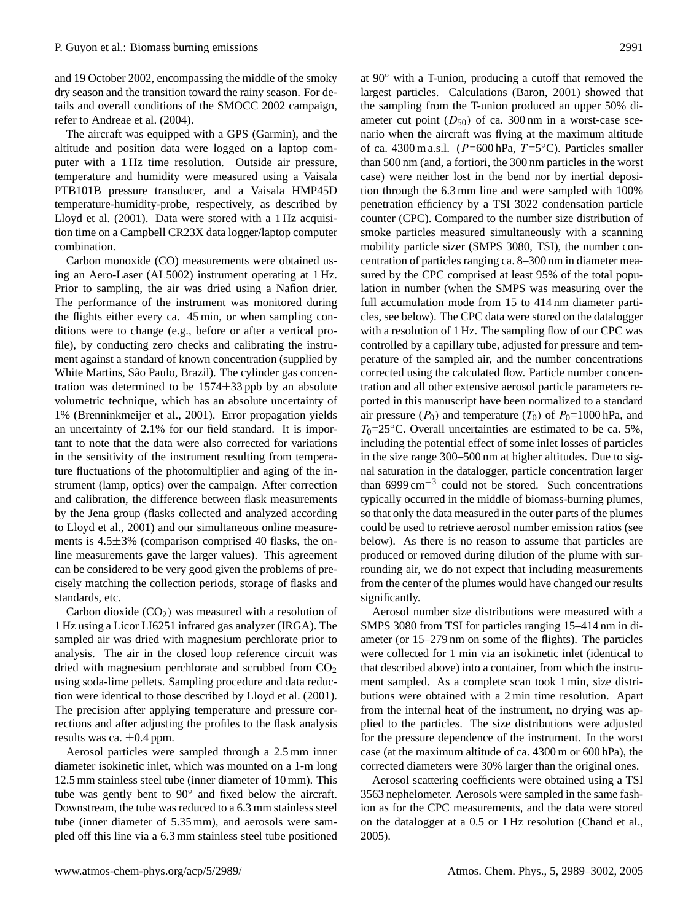and 19 October 2002, encompassing the middle of the smoky dry season and the transition toward the rainy season. For details and overall conditions of the SMOCC 2002 campaign, refer to Andreae et al. (2004).

The aircraft was equipped with a GPS (Garmin), and the altitude and position data were logged on a laptop computer with a 1 Hz time resolution. Outside air pressure, temperature and humidity were measured using a Vaisala PTB101B pressure transducer, and a Vaisala HMP45D temperature-humidity-probe, respectively, as described by Lloyd et al. (2001). Data were stored with a 1 Hz acquisition time on a Campbell CR23X data logger/laptop computer combination.

Carbon monoxide (CO) measurements were obtained using an Aero-Laser (AL5002) instrument operating at 1 Hz. Prior to sampling, the air was dried using a Nafion drier. The performance of the instrument was monitored during the flights either every ca. 45 min, or when sampling conditions were to change (e.g., before or after a vertical profile), by conducting zero checks and calibrating the instrument against a standard of known concentration (supplied by White Martins, São Paulo, Brazil). The cylinder gas concentration was determined to be 1574±33 ppb by an absolute volumetric technique, which has an absolute uncertainty of 1% (Brenninkmeijer et al., 2001). Error propagation yields an uncertainty of 2.1% for our field standard. It is important to note that the data were also corrected for variations in the sensitivity of the instrument resulting from temperature fluctuations of the photomultiplier and aging of the instrument (lamp, optics) over the campaign. After correction and calibration, the difference between flask measurements by the Jena group (flasks collected and analyzed according to Lloyd et al., 2001) and our simultaneous online measurements is 4.5±3% (comparison comprised 40 flasks, the online measurements gave the larger values). This agreement can be considered to be very good given the problems of precisely matching the collection periods, storage of flasks and standards, etc.

Carbon dioxide ($CO_2$) was measured with a resolution of 1 Hz using a Licor LI6251 infrared gas analyzer (IRGA). The sampled air was dried with magnesium perchlorate prior to analysis. The air in the closed loop reference circuit was dried with magnesium perchlorate and scrubbed from $CO_2$ using soda-lime pellets. Sampling procedure and data reduction were identical to those described by Lloyd et al. (2001). The precision after applying temperature and pressure corrections and after adjusting the profiles to the flask analysis results was ca. ±0.4 ppm.

Aerosol particles were sampled through a 2.5 mm inner diameter isokinetic inlet, which was mounted on a 1-m long 12.5 mm stainless steel tube (inner diameter of 10 mm). This tube was gently bent to 90° and fixed below the aircraft. Downstream, the tube was reduced to a 6.3 mm stainless steel tube (inner diameter of 5.35 mm), and aerosols were sampled off this line via a 6.3 mm stainless steel tube positioned at 90° with a T-union, producing a cutoff that removed the largest particles. Calculations (Baron, 2001) showed that the sampling from the T-union produced an upper 50% diameter cut point ($D_{50}$) of ca. 300 nm in a worst-case scenario when the aircraft was flying at the maximum altitude of ca. 4300 m a.s.l. ($P$=600 hPa, $T$=5°C). Particles smaller than 500 nm (and, a fortiori, the 300 nm particles in the worst case) were neither lost in the bend nor by inertial deposition through the 6.3 mm line and were sampled with 100% penetration efficiency by a TSI 3022 condensation particle counter (CPC). Compared to the number size distribution of smoke particles measured simultaneously with a scanning mobility particle sizer (SMPS 3080, TSI), the number concentration of particles ranging ca. 8–300 nm in diameter measured by the CPC comprised at least 95% of the total population in number (when the SMPS was measuring over the full accumulation mode from 15 to 414 nm diameter particles, see below). The CPC data were stored on the datalogger with a resolution of 1 Hz. The sampling flow of our CPC was controlled by a capillary tube, adjusted for pressure and temperature of the sampled air, and the number concentrations corrected using the calculated flow. Particle number concentration and all other extensive aerosol particle parameters reported in this manuscript have been normalized to a standard air pressure ($P_0$) and temperature ($T_0$) of $P_0$=1000 hPa, and $T_0$=25°C. Overall uncertainties are estimated to be ca. 5%, including the potential effect of some inlet losses of particles in the size range 300–500 nm at higher altitudes. Due to signal saturation in the datalogger, particle concentration larger than 6999 $cm^{-3}$ could not be stored. Such concentrations typically occurred in the middle of biomass-burning plumes, so that only the data measured in the outer parts of the plumes could be used to retrieve aerosol number emission ratios (see below). As there is no reason to assume that particles are produced or removed during dilution of the plume with surrounding air, we do not expect that including measurements from the center of the plumes would have changed our results significantly.

Aerosol number size distributions were measured with a SMPS 3080 from TSI for particles ranging 15–414 nm in diameter (or 15–279 nm on some of the flights). The particles were collected for 1 min via an isokinetic inlet (identical to that described above) into a container, from which the instrument sampled. As a complete scan took 1 min, size distributions were obtained with a 2 min time resolution. Apart from the internal heat of the instrument, no drying was applied to the particles. The size distributions were adjusted for the pressure dependence of the instrument. In the worst case (at the maximum altitude of ca. 4300 m or 600 hPa), the corrected diameters were 30% larger than the original ones.

Aerosol scattering coefficients were obtained using a TSI 3563 nephelometer. Aerosols were sampled in the same fashion as for the CPC measurements, and the data were stored on the datalogger at a 0.5 or 1 Hz resolution (Chand et al., 2005).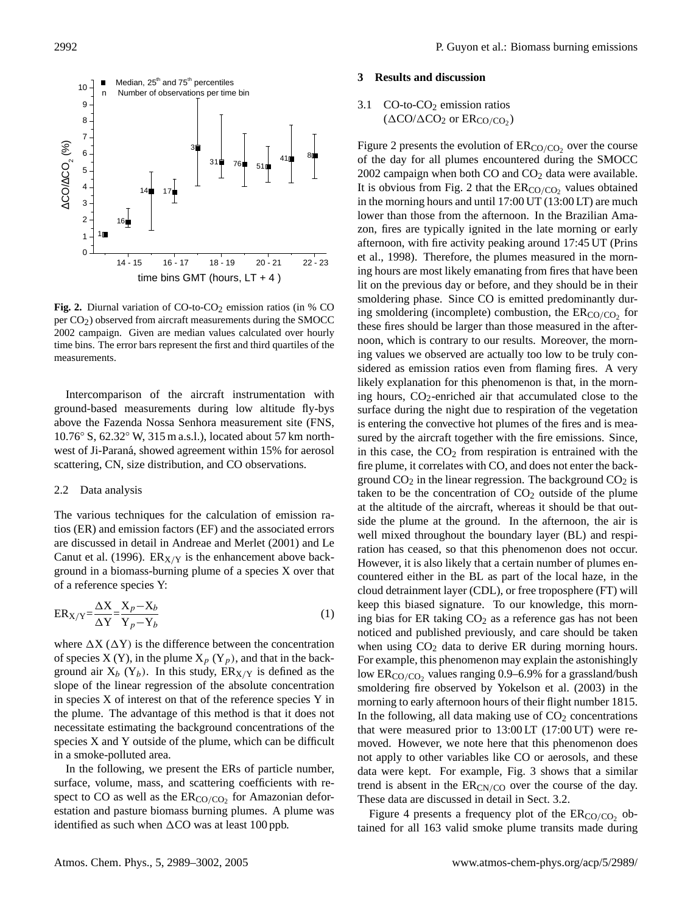**Fig. 2.** Diurnal variation of CO-to-$CO_2$ emission ratios (in % CO per $CO_2$) observed from aircraft measurements during the SMOCC 2002 campaign. Given are median values calculated over hourly time bins. The error bars represent the first and third quartiles of the measurements.

Intercomparison of the aircraft instrumentation with ground-based measurements during low altitude fly-bys above the Fazenda Nossa Senhora measurement site (FNS, 10.76° S, 62.32° W, 315 m a.s.l.), located about 57 km northwest of Ji-Paraná, showed agreement within 15% for aerosol scattering, CN, size distribution, and CO observations.

### 2.2 Data analysis

The various techniques for the calculation of emission ratios (ER) and emission factors (EF) and the associated errors are discussed in detail in Andreae and Merlet (2001) and Le Canut et al. (1996). $ER_{X/Y}$ is the enhancement above background in a biomass-burning plume of a species X over that of a reference species Y:

$$ER_{X/Y}=\frac{\Delta X}{\Delta Y}=\frac{X_p - X_b}{Y_p - Y_b} \tag{1}$$

where $\Delta X$ ($\Delta Y$) is the difference between the concentration of species X (Y), in the plume $X_p$ ($Y_p$), and that in the background air $X_b$ ($Y_b$). In this study, $ER_{X/Y}$ is defined as the slope of the linear regression of the absolute concentration in species X of interest on that of the reference species Y in the plume. The advantage of this method is that it does not necessitate estimating the background concentrations of the species X and Y outside of the plume, which can be difficult in a smoke-polluted area.

In the following, we present the ERs of particle number, surface, volume, mass, and scattering coefficients with respect to CO as well as the $ER_{CO/CO_2}$ for Amazonian deforestation and pasture biomass burning plumes. A plume was identified as such when $\Delta$CO was at least 100 ppb.

## 3 Results and discussion

### 3.1 CO-to-$CO_2$ emission ratios ($\Delta CO/\Delta CO_2$ or $ER_{CO/CO_2}$)

Figure 2 presents the evolution of $ER_{CO/CO_2}$ over the course of the day for all plumes encountered during the SMOCC 2002 campaign when both CO and $CO_2$ data were available. It is obvious from Fig. 2 that the $ER_{CO/CO_2}$ values obtained in the morning hours and until 17:00 UT (13:00 LT) are much lower than those from the afternoon. In the Brazilian Amazon, fires are typically ignited in the late morning or early afternoon, with fire activity peaking around 17:45 UT (Prins et al., 1998). Therefore, the plumes measured in the morning hours are most likely emanating from fires that have been lit on the previous day or before, and they should be in their smoldering phase. Since CO is emitted predominantly during smoldering (incomplete) combustion, the $ER_{CO/CO_2}$ for these fires should be larger than those measured in the afternoon, which is contrary to our results. Moreover, the morning values we observed are actually too low to be truly considered as emission ratios even from flaming fires. A very likely explanation for this phenomenon is that, in the morning hours, $CO_2$-enriched air that accumulated close to the surface during the night due to respiration of the vegetation is entering the convective hot plumes of the fires and is measured by the aircraft together with the fire emissions. Since, in this case, the $CO_2$ from respiration is entrained with the fire plume, it correlates with CO, and does not enter the background $CO_2$ in the linear regression. The background $CO_2$ is taken to be the concentration of $CO_2$ outside of the plume at the altitude of the aircraft, whereas it should be that outside the plume at the ground. In the afternoon, the air is well mixed throughout the boundary layer (BL) and respiration has ceased, so that this phenomenon does not occur. However, it is also likely that a certain number of plumes encountered either in the BL as part of the local haze, in the cloud detrainment layer (CDL), or free troposphere (FT) will keep this biased signature. To our knowledge, this morning bias for ER taking $CO_2$ as a reference gas has not been noticed and published previously, and care should be taken when using $CO_2$ data to derive ER during morning hours. For example, this phenomenon may explain the astonishingly low $ER_{CO/CO_2}$ values ranging 0.9–6.9% for a grassland/bush smoldering fire observed by Yokelson et al. (2003) in the morning to early afternoon hours of their flight number 1815. In the following, all data making use of $CO_2$ concentrations that were measured prior to 13:00 LT (17:00 UT) were removed. However, we note here that this phenomenon does not apply to other variables like CO or aerosols, and these data were kept. For example, Fig. 3 shows that a similar trend is absent in the $ER_{CN/CO}$ over the course of the day. These data are discussed in detail in Sect. 3.2.

Figure 4 presents a frequency plot of the $ER_{CO/CO_2}$ obtained for all 163 valid smoke plume transits made during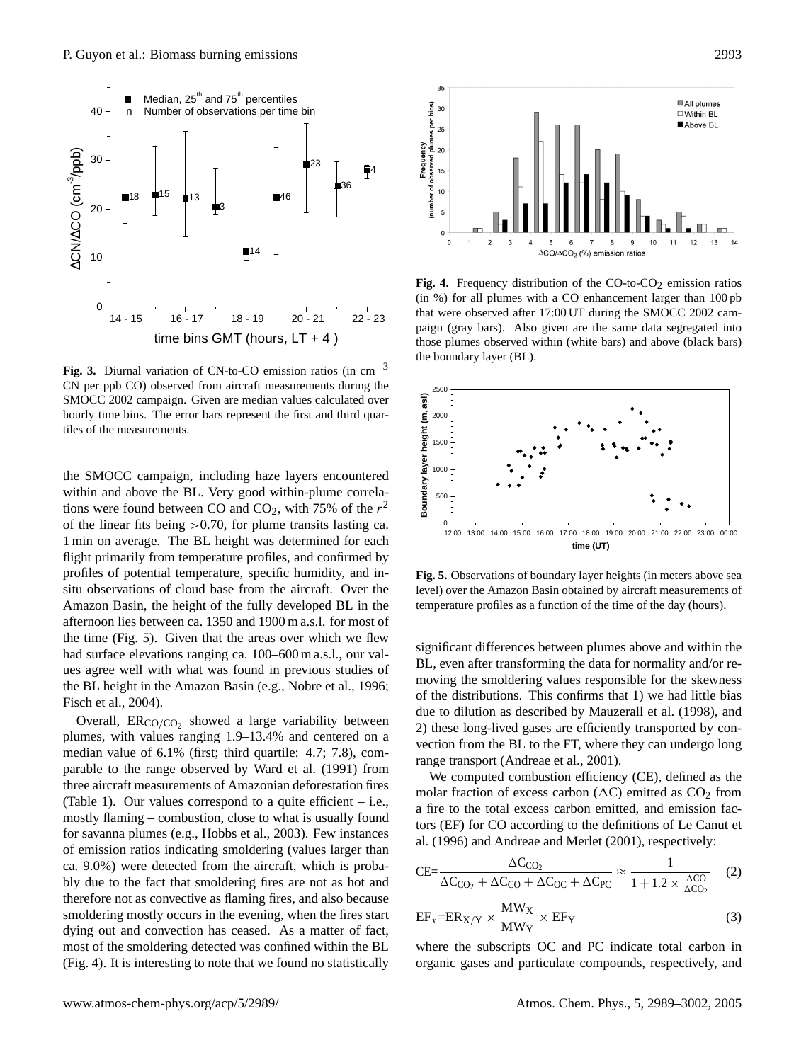**Fig. 3.** Diurnal variation of CN-to-CO emission ratios (in $cm^{-3}$ CN per ppb CO) observed from aircraft measurements during the SMOCC 2002 campaign. Given are median values calculated over hourly time bins. The error bars represent the first and third quartiles of the measurements.

**Fig. 4.** Frequency distribution of the CO-to-$CO_2$ emission ratios (in %) for all plumes with a CO enhancement larger than 100 pb that were observed after 17:00 UT during the SMOCC 2002 campaign (gray bars). Also given are the same data segregated into those plumes observed within (white bars) and above (black bars) the boundary layer (BL).

**Fig. 5.** Observations of boundary layer heights (in meters above sea level) over the Amazon Basin obtained by aircraft measurements of temperature profiles as a function of the time of the day (hours).

the SMOCC campaign, including haze layers encountered within and above the BL. Very good within-plume correlations were found between CO and $CO_2$, with 75% of the $r^2$ of the linear fits being >0.70, for plume transits lasting ca. 1 min on average. The BL height was determined for each flight primarily from temperature profiles, and confirmed by profiles of potential temperature, specific humidity, and in-situ observations of cloud base from the aircraft. Over the Amazon Basin, the height of the fully developed BL in the afternoon lies between ca. 1350 and 1900 m a.s.l. for most of the time (Fig. 5). Given that the areas over which we flew had surface elevations ranging ca. 100–600 m a.s.l., our values agree well with what was found in previous studies of the BL height in the Amazon Basin (e.g., Nobre et al., 1996; Fisch et al., 2004).

Overall, $ER_{CO/CO_2}$ showed a large variability between plumes, with values ranging 1.9–13.4% and centered on a median value of 6.1% (first; third quartile: 4.7; 7.8), comparable to the range observed by Ward et al. (1991) from three aircraft measurements of Amazonian deforestation fires (Table 1). Our values correspond to a quite efficient – i.e., mostly flaming – combustion, close to what is usually found for savanna plumes (e.g., Hobbs et al., 2003). Few instances of emission ratios indicating smoldering (values larger than ca. 9.0%) were detected from the aircraft, which is probably due to the fact that smoldering fires are not as hot and therefore not as convective as flaming fires, and also because smoldering mostly occurs in the evening, when the fires start dying out and convection has ceased. As a matter of fact, most of the smoldering detected was confined within the BL (Fig. 4). It is interesting to note that we found no statistically significant differences between plumes above and within the BL, even after transforming the data for normality and/or removing the smoldering values responsible for the skewness of the distributions. This confirms that 1) we had little bias due to dilution as described by Mauzerall et al. (1998), and 2) these long-lived gases are efficiently transported by convection from the BL to the FT, where they can undergo long range transport (Andreae et al., 2001).

We computed combustion efficiency (CE), defined as the molar fraction of excess carbon ($\Delta$C) emitted as $CO_2$ from a fire to the total excess carbon emitted, and emission factors (EF) for CO according to the definitions of Le Canut et al. (1996) and Andreae and Merlet (2001), respectively:

$$\mathrm{CE}=\frac{\Delta C_{CO_2}}{\Delta C_{CO_2}+\Delta C_{CO}+\Delta C_{OC}+\Delta C_{PC}} \approx \frac{1}{1+1.2\times\frac{\Delta CO}{\Delta CO_2}} \quad (2)$$

$$\mathrm{EF}_x=\mathrm{ER}_{X/Y}\times\frac{\mathrm{MW_X}}{\mathrm{MW_Y}}\times\mathrm{EF_Y} \quad (3)$$

where the subscripts OC and PC indicate total carbon in organic gases and particulate compounds, respectively, and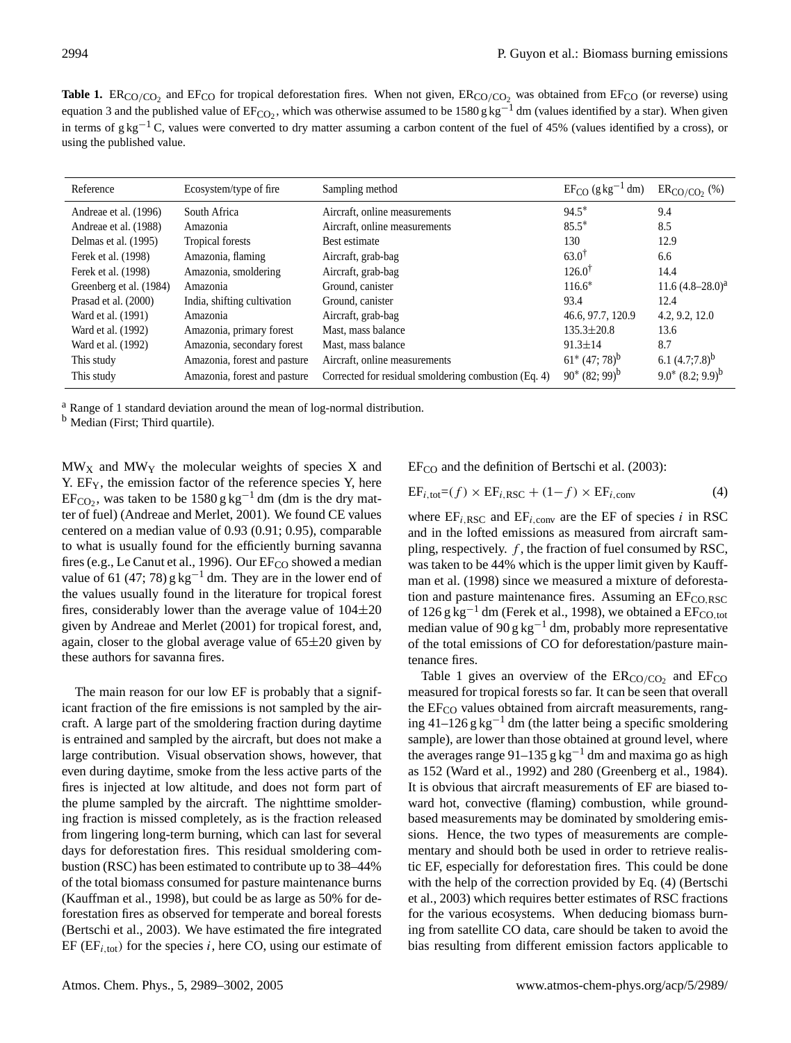**Table 1.** $ER_{CO/CO_2}$ and $EF_{CO}$ for tropical deforestation fires. When not given, $ER_{CO/CO_2}$ was obtained from $EF_{CO}$ (or reverse) using equation 3 and the published value of $EF_{CO_2}$, which was otherwise assumed to be 1580 $g\,kg^{-1}$ dm (values identified by a star). When given in terms of $g\,kg^{-1}$ C, values were converted to dry matter assuming a carbon content of the fuel of 45% (values identified by a cross), or using the published value.

| Reference | Ecosystem/type of fire | Sampling method | $EF_{CO}$ ($g\,kg^{-1}$ dm) | $ER_{CO/CO_2}$ (%) |
|---|---|---|---|---|
| Andreae et al. (1996) | South Africa | Aircraft, online measurements | 94.5* | 9.4 |
| Andreae et al. (1988) | Amazonia | Aircraft, online measurements | 85.5* | 8.5 |
| Delmas et al. (1995) | Tropical forests | Best estimate | 130 | 12.9 |
| Ferek et al. (1998) | Amazonia, flaming | Aircraft, grab-bag | 63.0† | 6.6 |
| Ferek et al. (1998) | Amazonia, smoldering | Aircraft, grab-bag | 126.0† | 14.4 |
| Greenberg et al. (1984) | Amazonia | Ground, canister | 116.6* | 11.6 (4.8–28.0)[a] |
| Prasad et al. (2000) | India, shifting cultivation | Ground, canister | 93.4 | 12.4 |
| Ward et al. (1991) | Amazonia | Aircraft, grab-bag | 46.6, 97.7, 120.9 | 4.2, 9.2, 12.0 |
| Ward et al. (1992) | Amazonia, primary forest | Mast, mass balance | 135.3±20.8 | 13.6 |
| Ward et al. (1992) | Amazonia, secondary forest | Mast, mass balance | 91.3±14 | 8.7 |
| This study | Amazonia, forest and pasture | Aircraft, online measurements | 61* (47; 78)[b] | 6.1 (4.7;7.8)[b] |
| This study | Amazonia, forest and pasture | Corrected for residual smoldering combustion (Eq. 4) | 90* (82; 99)[b] | 9.0* (8.2; 9.9)[b] |

[a] Range of 1 standard deviation around the mean of log-normal distribution.
[b] Median (First; Third quartile).

$MW_X$ and $MW_Y$ the molecular weights of species X and Y. $EF_Y$, the emission factor of the reference species Y, here $EF_{CO_2}$, was taken to be 1580 $g\,kg^{-1}$ dm (dm is the dry matter of fuel) (Andreae and Merlet, 2001). We found CE values centered on a median value of 0.93 (0.91; 0.95), comparable to what is usually found for the efficiently burning savanna fires (e.g., Le Canut et al., 1996). Our $EF_{CO}$ showed a median value of 61 (47; 78) $g\,kg^{-1}$ dm. They are in the lower end of the values usually found in the literature for tropical forest fires, considerably lower than the average value of 104±20 given by Andreae and Merlet (2001) for tropical forest, and, again, closer to the global average value of 65±20 given by these authors for savanna fires.

The main reason for our low EF is probably that a significant fraction of the fire emissions is not sampled by the aircraft. A large part of the smoldering fraction during daytime is entrained and sampled by the aircraft, but does not make a large contribution. Visual observation shows, however, that even during daytime, smoke from the less active parts of the fires is injected at low altitude, and does not form part of the plume sampled by the aircraft. The nighttime smoldering fraction is missed completely, as is the fraction released from lingering long-term burning, which can last for several days for deforestation fires. This residual smoldering combustion (RSC) has been estimated to contribute up to 38–44% of the total biomass consumed for pasture maintenance burns (Kauffman et al., 1998), but could be as large as 50% for deforestation fires as observed for temperate and boreal forests (Bertschi et al., 2003). We have estimated the fire integrated EF ($EF_{i,tot}$) for the species $i$, here CO, using our estimate of $EF_{CO}$ and the definition of Bertschi et al. (2003):

$$EF_{i,tot} = (f) \times EF_{i,RSC} + (1-f) \times EF_{i,conv} \tag{4}$$

where $EF_{i,RSC}$ and $EF_{i,conv}$ are the EF of species $i$ in RSC and in the lofted emissions as measured from aircraft sampling, respectively. $f$, the fraction of fuel consumed by RSC, was taken to be 44% which is the upper limit given by Kauffman et al. (1998) since we measured a mixture of deforestation and pasture maintenance fires. Assuming an $EF_{CO,RSC}$ of 126 $g\,kg^{-1}$ dm (Ferek et al., 1998), we obtained a $EF_{CO,tot}$ median value of 90 $g\,kg^{-1}$ dm, probably more representative of the total emissions of CO for deforestation/pasture maintenance fires.

Table 1 gives an overview of the $ER_{CO/CO_2}$ and $EF_{CO}$ measured for tropical forests so far. It can be seen that overall the $EF_{CO}$ values obtained from aircraft measurements, ranging 41–126 $g\,kg^{-1}$ dm (the latter being a specific smoldering sample), are lower than those obtained at ground level, where the averages range 91–135 $g\,kg^{-1}$ dm and maxima go as high as 152 (Ward et al., 1992) and 280 (Greenberg et al., 1984). It is obvious that aircraft measurements of EF are biased toward hot, convective (flaming) combustion, while ground-based measurements may be dominated by smoldering emissions. Hence, the two types of measurements are complementary and should both be used in order to retrieve realistic EF, especially for deforestation fires. This could be done with the help of the correction provided by Eq. (4) (Bertschi et al., 2003) which requires better estimates of RSC fractions for the various ecosystems. When deducing biomass burning from satellite CO data, care should be taken to avoid the bias resulting from different emission factors applicable to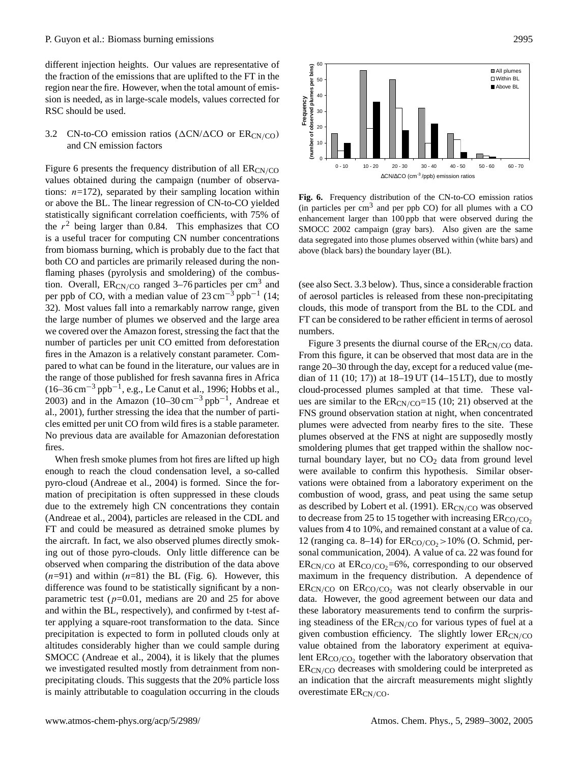different injection heights. Our values are representative of the fraction of the emissions that are uplifted to the FT in the region near the fire. However, when the total amount of emission is needed, as in large-scale models, values corrected for RSC should be used.

### 3.2 CN-to-CO emission ratios ($\Delta$CN/$\Delta$CO or $ER_{CN/CO}$) and CN emission factors

Figure 6 presents the frequency distribution of all $ER_{CN/CO}$ values obtained during the campaign (number of observations: $n$=172), separated by their sampling location within or above the BL. The linear regression of CN-to-CO yielded statistically significant correlation coefficients, with 75% of the $r^2$ being larger than 0.84. This emphasizes that CO is a useful tracer for computing CN number concentrations from biomass burning, which is probably due to the fact that both CO and particles are primarily released during the non-flaming phases (pyrolysis and smoldering) of the combustion. Overall, $ER_{CN/CO}$ ranged 3–76 particles per cm$^3$ and per ppb of CO, with a median value of 23 cm$^{-3}$ ppb$^{-1}$ (14; 32). Most values fall into a remarkably narrow range, given the large number of plumes we observed and the large area we covered over the Amazon forest, stressing the fact that the number of particles per unit CO emitted from deforestation fires in the Amazon is a relatively constant parameter. Compared to what can be found in the literature, our values are in the range of those published for fresh savanna fires in Africa (16–36 cm$^{-3}$ ppb$^{-1}$, e.g., Le Canut et al., 1996; Hobbs et al., 2003) and in the Amazon (10–30 cm$^{-3}$ ppb$^{-1}$, Andreae et al., 2001), further stressing the idea that the number of particles emitted per unit CO from wild fires is a stable parameter. No previous data are available for Amazonian deforestation fires.

When fresh smoke plumes from hot fires are lifted up high enough to reach the cloud condensation level, a so-called pyro-cloud (Andreae et al., 2004) is formed. Since the formation of precipitation is often suppressed in these clouds due to the extremely high CN concentrations they contain (Andreae et al., 2004), particles are released in the CDL and FT and could be measured as detrained smoke plumes by the aircraft. In fact, we also observed plumes directly smoking out of those pyro-clouds. Only little difference can be observed when comparing the distribution of the data above ($n$=91) and within ($n$=81) the BL (Fig. 6). However, this difference was found to be statistically significant by a non-parametric test ($p$=0.01, medians are 20 and 25 for above and within the BL, respectively), and confirmed by t-test after applying a square-root transformation to the data. Since precipitation is expected to form in polluted clouds only at altitudes considerably higher than we could sample during SMOCC (Andreae et al., 2004), it is likely that the plumes we investigated resulted mostly from detrainment from non-precipitating clouds. This suggests that the 20% particle loss is mainly attributable to coagulation occurring in the clouds

**Fig. 6.** Frequency distribution of the CN-to-CO emission ratios (in particles per cm$^3$ and per ppb CO) for all plumes with a CO enhancement larger than 100 ppb that were observed during the SMOCC 2002 campaign (gray bars). Also given are the same data segregated into those plumes observed within (white bars) and above (black bars) the boundary layer (BL).

(see also Sect. 3.3 below). Thus, since a considerable fraction of aerosol particles is released from these non-precipitating clouds, this mode of transport from the BL to the CDL and FT can be considered to be rather efficient in terms of aerosol numbers.

Figure 3 presents the diurnal course of the $ER_{CN/CO}$ data. From this figure, it can be observed that most data are in the range 20–30 through the day, except for a reduced value (median of 11 (10; 17)) at 18–19 UT (14–15 LT), due to mostly cloud-processed plumes sampled at that time. These values are similar to the $ER_{CN/CO}$=15 (10; 21) observed at the FNS ground observation station at night, when concentrated plumes were advected from nearby fires to the site. These plumes observed at the FNS at night are supposedly mostly smoldering plumes that get trapped within the shallow nocturnal boundary layer, but no $CO_2$ data from ground level were available to confirm this hypothesis. Similar observations were obtained from a laboratory experiment on the combustion of wood, grass, and peat using the same setup as described by Lobert et al. (1991). $ER_{CN/CO}$ was observed to decrease from 25 to 15 together with increasing $ER_{CO/CO_2}$ values from 4 to 10%, and remained constant at a value of ca. 12 (ranging ca. 8–14) for $ER_{CO/CO_2}>10\%$ (O. Schmid, personal communication, 2004). A value of ca. 22 was found for $ER_{CN/CO}$ at $ER_{CO/CO_2}$=6%, corresponding to our observed maximum in the frequency distribution. A dependence of $ER_{CN/CO}$ on $ER_{CO/CO_2}$ was not clearly observable in our data. However, the good agreement between our data and these laboratory measurements tend to confirm the surprising steadiness of the $ER_{CN/CO}$ for various types of fuel at a given combustion efficiency. The slightly lower $ER_{CN/CO}$ value obtained from the laboratory experiment at equivalent $ER_{CO/CO_2}$ together with the laboratory observation that $ER_{CN/CO}$ decreases with smoldering could be interpreted as an indication that the aircraft measurements might slightly overestimate $ER_{CN/CO}$.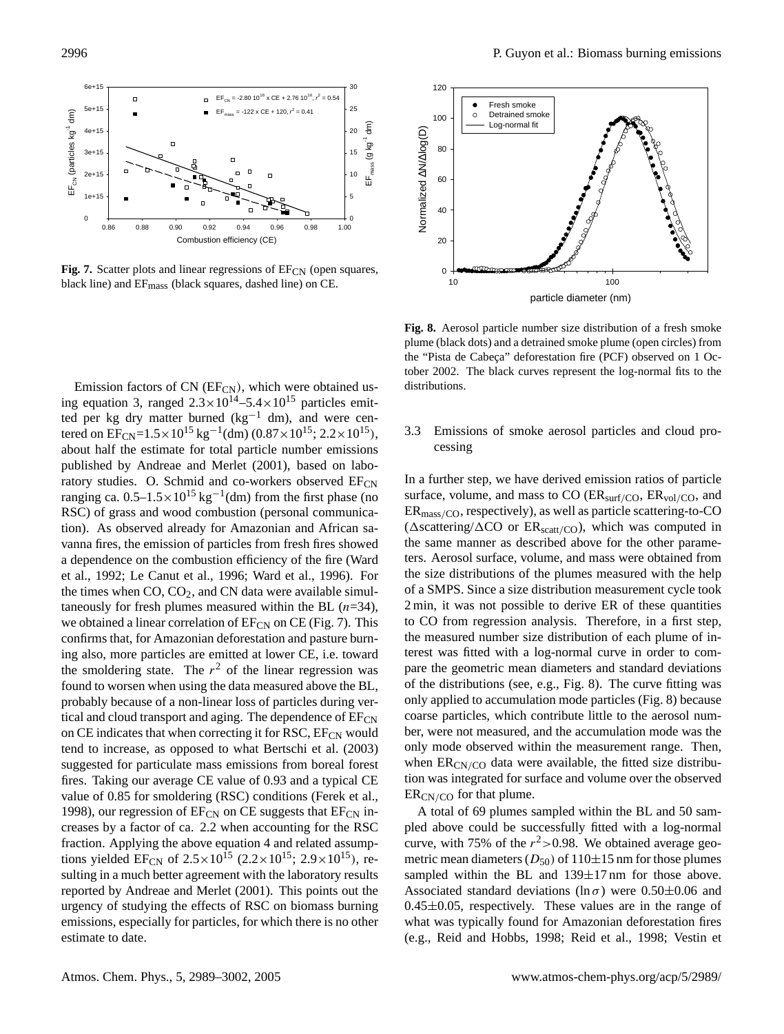**Fig. 7.** Scatter plots and linear regressions of $EF_{CN}$ (open squares, black line) and $EF_{mass}$ (black squares, dashed line) on CE.

**Fig. 8.** Aerosol particle number size distribution of a fresh smoke plume (black dots) and a detrained smoke plume (open circles) from the "Pista de Cabeça" deforestation fire (PCF) observed on 1 October 2002. The black curves represent the log-normal fits to the distributions.

Emission factors of CN ($EF_{CN}$), which were obtained using equation 3, ranged $2.3\times10^{14}$–$5.4\times10^{15}$ particles emitted per kg dry matter burned ($kg^{-1}$ dm), and were centered on $EF_{CN}$=$1.5\times10^{15}$ $kg^{-1}$(dm) ($0.87\times10^{15}$; $2.2\times10^{15}$), about half the estimate for total particle number emissions published by Andreae and Merlet (2001), based on laboratory studies. O. Schmid and co-workers observed $EF_{CN}$ ranging ca. 0.5–$1.5\times10^{15}$ $kg^{-1}$(dm) from the first phase (no RSC) of grass and wood combustion (personal communication). As observed already for Amazonian and African savanna fires, the emission of particles from fresh fires showed a dependence on the combustion efficiency of the fire (Ward et al., 1992; Le Canut et al., 1996; Ward et al., 1996). For the times when CO, $CO_2$, and CN data were available simultaneously for fresh plumes measured within the BL ($n$=34), we obtained a linear correlation of $EF_{CN}$ on CE (Fig. 7). This confirms that, for Amazonian deforestation and pasture burning also, more particles are emitted at lower CE, i.e. toward the smoldering state. The $r^2$ of the linear regression was found to worsen when using the data measured above the BL, probably because of a non-linear loss of particles during vertical and cloud transport and aging. The dependence of $EF_{CN}$ on CE indicates that when correcting it for RSC, $EF_{CN}$ would tend to increase, as opposed to what Bertschi et al. (2003) suggested for particulate mass emissions from boreal forest fires. Taking our average CE value of 0.93 and a typical CE value of 0.85 for smoldering (RSC) conditions (Ferek et al., 1998), our regression of $EF_{CN}$ on CE suggests that $EF_{CN}$ increases by a factor of ca. 2.2 when accounting for the RSC fraction. Applying the above equation 4 and related assumptions yielded $EF_{CN}$ of $2.5\times10^{15}$ ($2.2\times10^{15}$; $2.9\times10^{15}$), resulting in a much better agreement with the laboratory results reported by Andreae and Merlet (2001). This points out the urgency of studying the effects of RSC on biomass burning emissions, especially for particles, for which there is no other estimate to date.

### 3.3 Emissions of smoke aerosol particles and cloud processing

In a further step, we have derived emission ratios of particle surface, volume, and mass to CO ($ER_{surf/CO}$, $ER_{vol/CO}$, and $ER_{mass/CO}$, respectively), as well as particle scattering-to-CO ($\Delta$scattering/$\Delta$CO or $ER_{scatt/CO}$), which was computed in the same manner as described above for the other parameters. Aerosol surface, volume, and mass were obtained from the size distributions of the plumes measured with the help of a SMPS. Since a size distribution measurement cycle took 2 min, it was not possible to derive ER of these quantities to CO from regression analysis. Therefore, in a first step, the measured number size distribution of each plume of interest was fitted with a log-normal curve in order to compare the geometric mean diameters and standard deviations of the distributions (see, e.g., Fig. 8). The curve fitting was only applied to accumulation mode particles (Fig. 8) because coarse particles, which contribute little to the aerosol number, were not measured, and the accumulation mode was the only mode observed within the measurement range. Then, when $ER_{CN/CO}$ data were available, the fitted size distribution was integrated for surface and volume over the observed $ER_{CN/CO}$ for that plume.

A total of 69 plumes sampled within the BL and 50 sampled above could be successfully fitted with a log-normal curve, with 75% of the $r^2$>0.98. We obtained average geometric mean diameters ($D_{50}$) of 110±15 nm for those plumes sampled within the BL and 139±17 nm for those above. Associated standard deviations ($\ln\sigma$) were 0.50±0.06 and 0.45±0.05, respectively. These values are in the range of what was typically found for Amazonian deforestation fires (e.g., Reid and Hobbs, 1998; Reid et al., 1998; Vestin et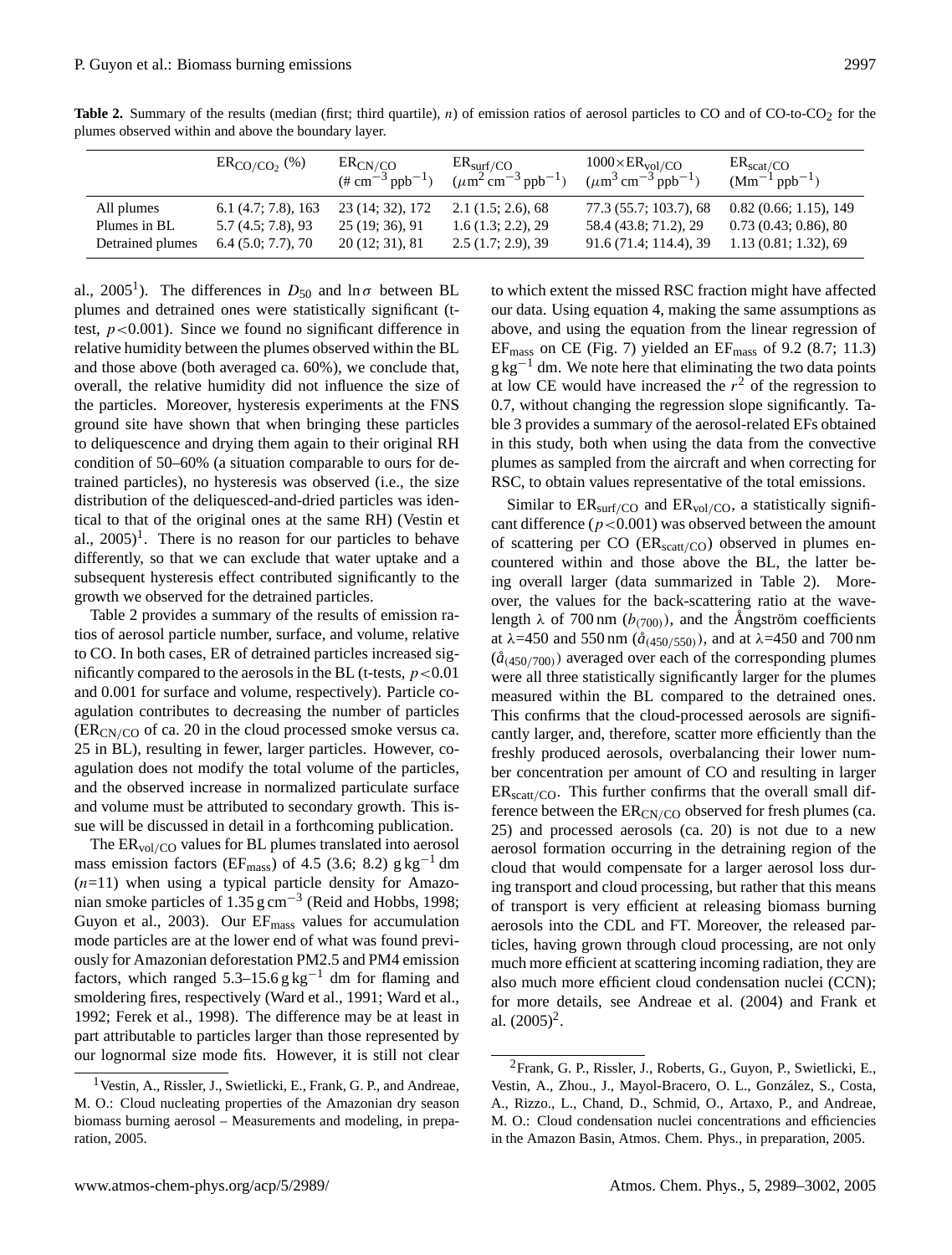**Table 2.** Summary of the results (median (first; third quartile), $n$) of emission ratios of aerosol particles to CO and of CO-to-$CO_2$ for the plumes observed within and above the boundary layer.

| | $ER_{CO/CO_2}$ (%) | $ER_{CN/CO}$ (# $cm^{-3}$ $ppb^{-1}$) | $ER_{surf/CO}$ ($\mu m^2$ $cm^{-3}$ $ppb^{-1}$) | $1000 \times ER_{vol/CO}$ ($\mu m^3$ $cm^{-3}$ $ppb^{-1}$) | $ER_{scat/CO}$ ($Mm^{-1}$ $ppb^{-1}$) |
|---|---|---|---|---|---|
| All plumes | 6.1 (4.7; 7.8), 163 | 23 (14; 32), 172 | 2.1 (1.5; 2.6), 68 | 77.3 (55.7; 103.7), 68 | 0.82 (0.66; 1.15), 149 |
| Plumes in BL | 5.7 (4.5; 7.8), 93 | 25 (19; 36), 91 | 1.6 (1.3; 2.2), 29 | 58.4 (43.8; 71.2), 29 | 0.73 (0.43; 0.86), 80 |
| Detrained plumes | 6.4 (5.0; 7.7), 70 | 20 (12; 31), 81 | 2.5 (1.7; 2.9), 39 | 91.6 (71.4; 114.4), 39 | 1.13 (0.81; 1.32), 69 |

al., 2005[1]). The differences in $D_{50}$ and $\ln\sigma$ between BL plumes and detrained ones were statistically significant (t-test, $p<0.001$). Since we found no significant difference in relative humidity between the plumes observed within the BL and those above (both averaged ca. 60%), we conclude that, overall, the relative humidity did not influence the size of the particles. Moreover, hysteresis experiments at the FNS ground site have shown that when bringing these particles to deliquescence and drying them again to their original RH condition of 50–60% (a situation comparable to ours for detrained particles), no hysteresis was observed (i.e., the size distribution of the deliquesced-and-dried particles was identical to that of the original ones at the same RH) (Vestin et al., 2005)[1]. There is no reason for our particles to behave differently, so that we can exclude that water uptake and a subsequent hysteresis effect contributed significantly to the growth we observed for the detrained particles.

Table 2 provides a summary of the results of emission ratios of aerosol particle number, surface, and volume, relative to CO. In both cases, ER of detrained particles increased significantly compared to the aerosols in the BL (t-tests, $p<0.01$ and 0.001 for surface and volume, respectively). Particle coagulation contributes to decreasing the number of particles ($ER_{CN/CO}$ of ca. 20 in the cloud processed smoke versus ca. 25 in BL), resulting in fewer, larger particles. However, coagulation does not modify the total volume of the particles, and the observed increase in normalized particulate surface and volume must be attributed to secondary growth. This issue will be discussed in detail in a forthcoming publication.

The $ER_{vol/CO}$ values for BL plumes translated into aerosol mass emission factors ($EF_{mass}$) of 4.5 (3.6; 8.2) g $kg^{-1}$ dm ($n$=11) when using a typical particle density for Amazonian smoke particles of 1.35 g $cm^{-3}$ (Reid and Hobbs, 1998; Guyon et al., 2003). Our $EF_{mass}$ values for accumulation mode particles are at the lower end of what was found previously for Amazonian deforestation PM2.5 and PM4 emission factors, which ranged 5.3–15.6 g $kg^{-1}$ dm for flaming and smoldering fires, respectively (Ward et al., 1991; Ward et al., 1992; Ferek et al., 1998). The difference may be at least in part attributable to particles larger than those represented by our lognormal size mode fits. However, it is still not clear to which extent the missed RSC fraction might have affected our data. Using equation 4, making the same assumptions as above, and using the equation from the linear regression of $EF_{mass}$ on CE (Fig. 7) yielded an $EF_{mass}$ of 9.2 (8.7; 11.3) g $kg^{-1}$ dm. We note here that eliminating the two data points at low CE would have increased the $r^2$ of the regression to 0.7, without changing the regression slope significantly. Table 3 provides a summary of the aerosol-related EFs obtained in this study, both when using the data from the convective plumes as sampled from the aircraft and when correcting for RSC, to obtain values representative of the total emissions.

Similar to $ER_{surf/CO}$ and $ER_{vol/CO}$, a statistically significant difference ($p<0.001$) was observed between the amount of scattering per CO ($ER_{scatt/CO}$) observed in plumes encountered within and those above the BL, the latter being overall larger (data summarized in Table 2). Moreover, the values for the back-scattering ratio at the wavelength $\lambda$ of 700 nm ($b_{(700)}$), and the Ångström coefficients at $\lambda$=450 and 550 nm ($\mathring{a}_{(450/550)}$), and at $\lambda$=450 and 700 nm ($\mathring{a}_{(450/700)}$) averaged over each of the corresponding plumes were all three statistically significantly larger for the plumes measured within the BL compared to the detrained ones. This confirms that the cloud-processed aerosols are significantly larger, and, therefore, scatter more efficiently than the freshly produced aerosols, overbalancing their lower number concentration per amount of CO and resulting in larger $ER_{scatt/CO}$. This further confirms that the overall small difference between the $ER_{CN/CO}$ observed for fresh plumes (ca. 25) and processed aerosols (ca. 20) is not due to a new aerosol formation occurring in the detraining region of the cloud that would compensate for a larger aerosol loss during transport and cloud processing, but rather that this means of transport is very efficient at releasing biomass burning aerosols into the CDL and FT. Moreover, the released particles, having grown through cloud processing, are not only much more efficient at scattering incoming radiation, they are also much more efficient cloud condensation nuclei (CCN); for more details, see Andreae et al. (2004) and Frank et al. (2005)[2].

[1] Vestin, A., Rissler, J., Swietlicki, E., Frank, G. P., and Andreae, M. O.: Cloud nucleating properties of the Amazonian dry season biomass burning aerosol – Measurements and modeling, in preparation, 2005.

[2] Frank, G. P., Rissler, J., Roberts, G., Guyon, P., Swietlicki, E., Vestin, A., Zhou., J., Mayol-Bracero, O. L., González, S., Costa, A., Rizzo., L., Chand, D., Schmid, O., Artaxo, P., and Andreae, M. O.: Cloud condensation nuclei concentrations and efficiencies in the Amazon Basin, Atmos. Chem. Phys., in preparation, 2005.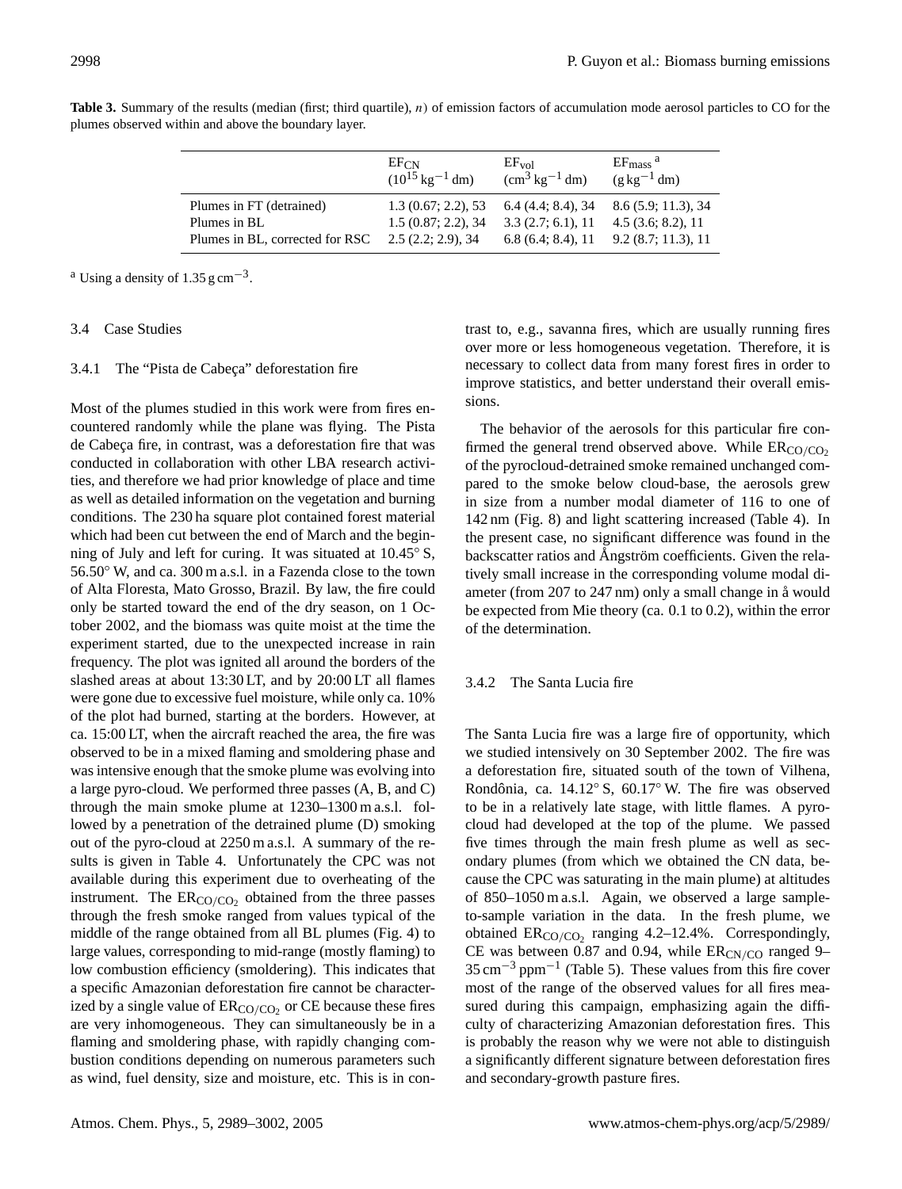**Table 3.** Summary of the results (median (first; third quartile), *n*) of emission factors of accumulation mode aerosol particles to CO for the plumes observed within and above the boundary layer.

| | $EF_{CN}$ ($10^{15}$ kg$^{-1}$ dm) | $EF_{vol}$ (cm$^3$ kg$^{-1}$ dm) | $EF_{mass}$ [a] (g kg$^{-1}$ dm) |
|---|---|---|---|
| Plumes in FT (detrained) | 1.3 (0.67; 2.2), 53 | 6.4 (4.4; 8.4), 34 | 8.6 (5.9; 11.3), 34 |
| Plumes in BL | 1.5 (0.87; 2.2), 34 | 3.3 (2.7; 6.1), 11 | 4.5 (3.6; 8.2), 11 |
| Plumes in BL, corrected for RSC | 2.5 (2.2; 2.9), 34 | 6.8 (6.4; 8.4), 11 | 9.2 (8.7; 11.3), 11 |

[a] Using a density of 1.35 g cm$^{-3}$.

### 3.4 Case Studies

#### 3.4.1 The "Pista de Cabeça" deforestation fire

Most of the plumes studied in this work were from fires encountered randomly while the plane was flying. The Pista de Cabeça fire, in contrast, was a deforestation fire that was conducted in collaboration with other LBA research activities, and therefore we had prior knowledge of place and time as well as detailed information on the vegetation and burning conditions. The 230 ha square plot contained forest material which had been cut between the end of March and the beginning of July and left for curing. It was situated at 10.45° S, 56.50° W, and ca. 300 m a.s.l. in a Fazenda close to the town of Alta Floresta, Mato Grosso, Brazil. By law, the fire could only be started toward the end of the dry season, on 1 October 2002, and the biomass was quite moist at the time the experiment started, due to the unexpected increase in rain frequency. The plot was ignited all around the borders of the slashed areas at about 13:30 LT, and by 20:00 LT all flames were gone due to excessive fuel moisture, while only ca. 10% of the plot had burned, starting at the borders. However, at ca. 15:00 LT, when the aircraft reached the area, the fire was observed to be in a mixed flaming and smoldering phase and was intensive enough that the smoke plume was evolving into a large pyro-cloud. We performed three passes (A, B, and C) through the main smoke plume at 1230–1300 m a.s.l. followed by a penetration of the detrained plume (D) smoking out of the pyro-cloud at 2250 m a.s.l. A summary of the results is given in Table 4. Unfortunately the CPC was not available during this experiment due to overheating of the instrument. The $ER_{CO/CO_2}$ obtained from the three passes through the fresh smoke plume ranged from values typical of the middle of the range obtained from all BL plumes (Fig. 4) to large values, corresponding to mid-range (mostly flaming) to low combustion efficiency (smoldering). This indicates that a specific Amazonian deforestation fire cannot be characterized by a single value of $ER_{CO/CO_2}$ or CE because these fires are very inhomogeneous. They can simultaneously be in a flaming and smoldering phase, with rapidly changing combustion conditions depending on numerous parameters such as wind, fuel density, size and moisture, etc. This is in contrast to, e.g., savanna fires, which are usually running fires over more or less homogeneous vegetation. Therefore, it is necessary to collect data from many forest fires in order to improve statistics, and better understand their overall emissions.

The behavior of the aerosols for this particular fire confirmed the general trend observed above. While $ER_{CO/CO_2}$ of the pyrocloud-detrained smoke remained unchanged compared to the smoke below cloud-base, the aerosols grew in size from a number modal diameter of 116 to one of 142 nm (Fig. 8) and light scattering increased (Table 4). In the present case, no significant difference was found in the backscatter ratios and Ångström coefficients. Given the relatively small increase in the corresponding volume modal diameter (from 207 to 247 nm) only a small change in å would be expected from Mie theory (ca. 0.1 to 0.2), within the error of the determination.

#### 3.4.2 The Santa Lucia fire

The Santa Lucia fire was a large fire of opportunity, which we studied intensively on 30 September 2002. The fire was a deforestation fire, situated south of the town of Vilhena, Rondônia, ca. 14.12° S, 60.17° W. The fire was observed to be in a relatively late stage, with little flames. A pyrocloud had developed at the top of the plume. We passed five times through the main fresh plume as well as secondary plumes (from which we obtained the CN data, because the CPC was saturating in the main plume) at altitudes of 850–1050 m a.s.l. Again, we observed a large sample-to-sample variation in the data. In the fresh plume, we obtained $ER_{CO/CO_2}$ ranging 4.2–12.4%. Correspondingly, CE was between 0.87 and 0.94, while $ER_{CN/CO}$ ranged 9–35 cm$^{-3}$ ppm$^{-1}$ (Table 5). These values from this fire cover most of the range of the observed values for all fires measured during this campaign, emphasizing again the difficulty of characterizing Amazonian deforestation fires. This is probably the reason why we were not able to distinguish a significantly different signature between deforestation fires and secondary-growth pasture fires.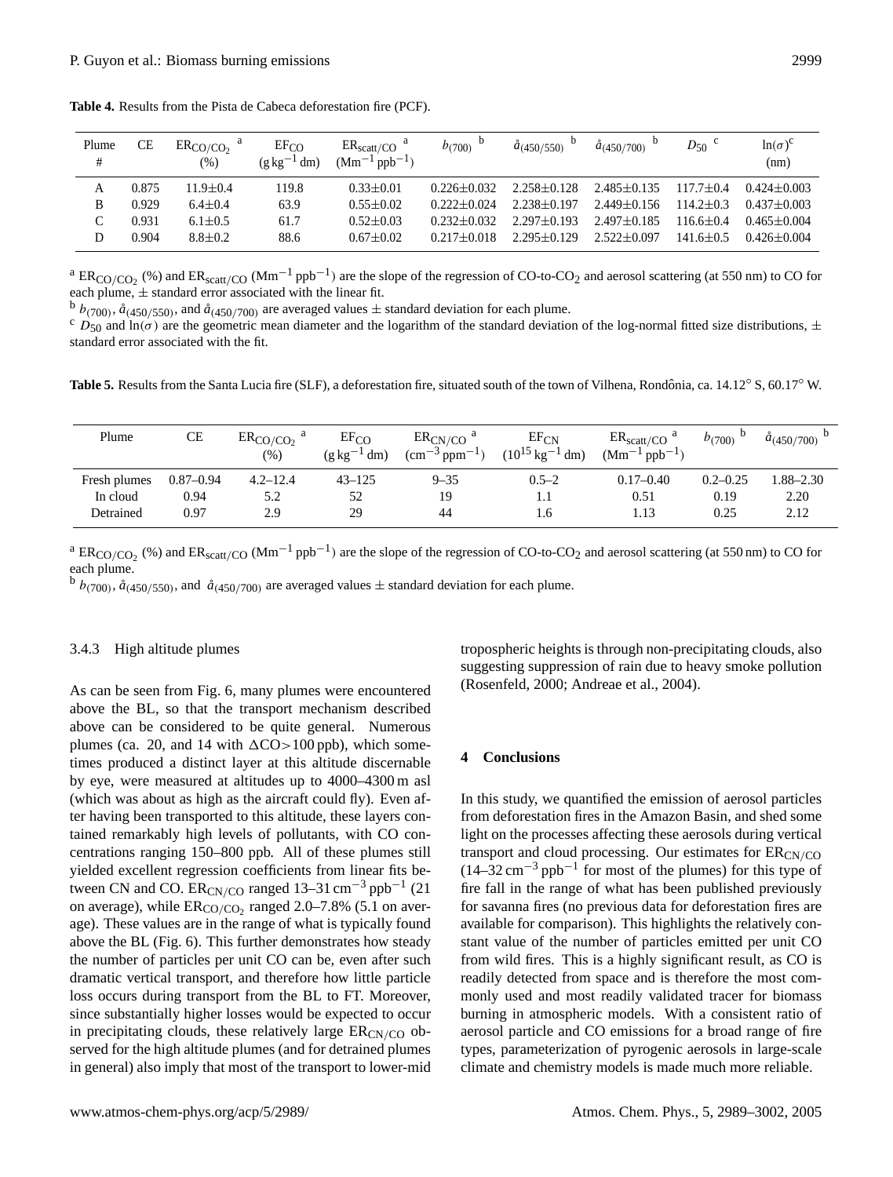**Table 4.** Results from the Pista de Cabeca deforestation fire (PCF).

| Plume # | CE | $ER_{CO/CO_2}$ [a] (%) | $EF_{CO}$ ($g\,kg^{-1}$ dm) | $ER_{scatt/CO}$ [a] ($Mm^{-1}\,ppb^{-1}$) | $b_{(700)}$ [b] | $\mathring{a}_{(450/550)}$ [b] | $\mathring{a}_{(450/700)}$ [b] | $D_{50}$ [c] | $\ln(\sigma)$ [c] (nm) |
|---|---|---|---|---|---|---|---|---|---|
| A | 0.875 | 11.9±0.4 | 119.8 | 0.33±0.01 | 0.226±0.032 | 2.258±0.128 | 2.485±0.135 | 117.7±0.4 | 0.424±0.003 |
| B | 0.929 | 6.4±0.4 | 63.9 | 0.55±0.02 | 0.222±0.024 | 2.238±0.197 | 2.449±0.156 | 114.2±0.3 | 0.437±0.003 |
| C | 0.931 | 6.1±0.5 | 61.7 | 0.52±0.03 | 0.232±0.032 | 2.297±0.193 | 2.497±0.185 | 116.6±0.4 | 0.465±0.004 |
| D | 0.904 | 8.8±0.2 | 88.6 | 0.67±0.02 | 0.217±0.018 | 2.295±0.129 | 2.522±0.097 | 141.6±0.5 | 0.426±0.004 |

[a] $ER_{CO/CO_2}$ (%) and $ER_{scatt/CO}$ ($Mm^{-1}\,ppb^{-1}$) are the slope of the regression of CO-to-$CO_2$ and aerosol scattering (at 550 nm) to CO for each plume, ± standard error associated with the linear fit.
[b] $b_{(700)}$, $\mathring{a}_{(450/550)}$, and $\mathring{a}_{(450/700)}$ are averaged values ± standard deviation for each plume.
[c] $D_{50}$ and $\ln(\sigma)$ are the geometric mean diameter and the logarithm of the standard deviation of the log-normal fitted size distributions, ± standard error associated with the fit.

**Table 5.** Results from the Santa Lucia fire (SLF), a deforestation fire, situated south of the town of Vilhena, Rondônia, ca. 14.12° S, 60.17° W.

| Plume | CE | $ER_{CO/CO_2}$ [a] (%) | $EF_{CO}$ ($g\,kg^{-1}$ dm) | $ER_{CN/CO}$ [a] ($cm^{-3}\,ppm^{-1}$) | $EF_{CN}$ ($10^{15}\,kg^{-1}$ dm) | $ER_{scatt/CO}$ [a] ($Mm^{-1}\,ppb^{-1}$) | $b_{(700)}$ [b] | $\mathring{a}_{(450/700)}$ [b] |
|---|---|---|---|---|---|---|---|---|
| Fresh plumes | 0.87–0.94 | 4.2–12.4 | 43–125 | 9–35 | 0.5–2 | 0.17–0.40 | 0.2–0.25 | 1.88–2.30 |
| In cloud | 0.94 | 5.2 | 52 | 19 | 1.1 | 0.51 | 0.19 | 2.20 |
| Detrained | 0.97 | 2.9 | 29 | 44 | 1.6 | 1.13 | 0.25 | 2.12 |

[a] $ER_{CO/CO_2}$ (%) and $ER_{scatt/CO}$ ($Mm^{-1}\,ppb^{-1}$) are the slope of the regression of CO-to-$CO_2$ and aerosol scattering (at 550 nm) to CO for each plume.
[b] $b_{(700)}$, $\mathring{a}_{(450/550)}$, and $\mathring{a}_{(450/700)}$ are averaged values ± standard deviation for each plume.

#### 3.4.3 High altitude plumes

As can be seen from Fig. 6, many plumes were encountered above the BL, so that the transport mechanism described above can be considered to be quite general. Numerous plumes (ca. 20, and 14 with $\Delta CO > 100$ ppb), which sometimes produced a distinct layer at this altitude discernable by eye, were measured at altitudes up to 4000–4300 m asl (which was about as high as the aircraft could fly). Even after having been transported to this altitude, these layers contained remarkably high levels of pollutants, with CO concentrations ranging 150–800 ppb. All of these plumes still yielded excellent regression coefficients from linear fits between CN and CO. $ER_{CN/CO}$ ranged 13–31 $cm^{-3}\,ppb^{-1}$ (21 on average), while $ER_{CO/CO_2}$ ranged 2.0–7.8% (5.1 on average). These values are in the range of what is typically found above the BL (Fig. 6). This further demonstrates how steady the number of particles per unit CO can be, even after such dramatic vertical transport, and therefore how little particle loss occurs during transport from the BL to FT. Moreover, since substantially higher losses would be expected to occur in precipitating clouds, these relatively large $ER_{CN/CO}$ observed for the high altitude plumes (and for detrained plumes in general) also imply that most of the transport to lower-mid tropospheric heights is through non-precipitating clouds, also suggesting suppression of rain due to heavy smoke pollution (Rosenfeld, 2000; Andreae et al., 2004).

## 4 Conclusions

In this study, we quantified the emission of aerosol particles from deforestation fires in the Amazon Basin, and shed some light on the processes affecting these aerosols during vertical transport and cloud processing. Our estimates for $ER_{CN/CO}$ (14–32 $cm^{-3}\,ppb^{-1}$ for most of the plumes) for this type of fire fall in the range of what has been published previously for savanna fires (no previous data for deforestation fires are available for comparison). This highlights the relatively constant value of the number of particles emitted per unit CO from wild fires. This is a highly significant result, as CO is readily detected from space and is therefore the most commonly used and most readily validated tracer for biomass burning in atmospheric models. With a consistent ratio of aerosol particle and CO emissions for a broad range of fire types, parameterization of pyrogenic aerosols in large-scale climate and chemistry models is made much more reliable.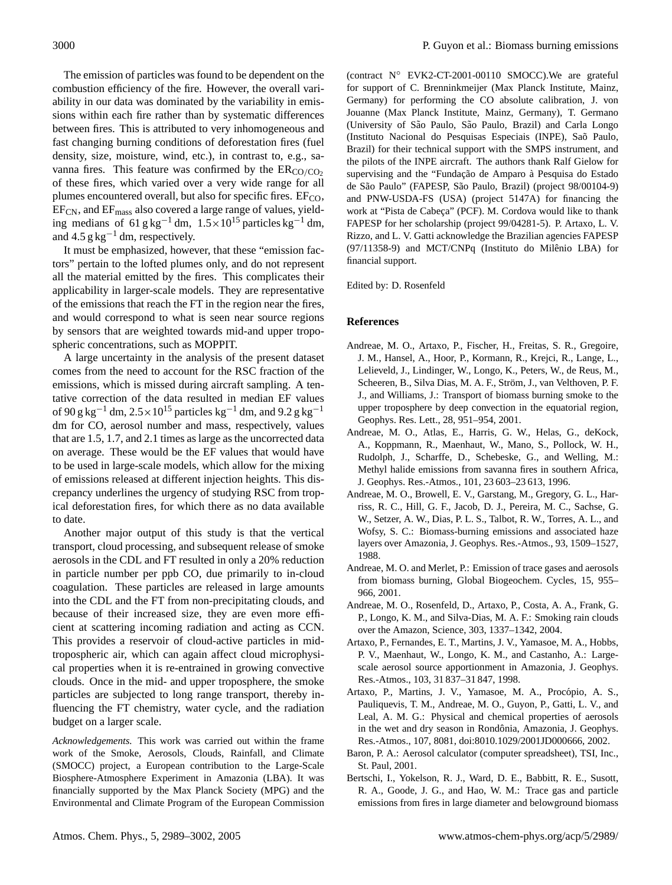The emission of particles was found to be dependent on the combustion efficiency of the fire. However, the overall variability in our data was dominated by the variability in emissions within each fire rather than by systematic differences between fires. This is attributed to very inhomogeneous and fast changing burning conditions of deforestation fires (fuel density, size, moisture, wind, etc.), in contrast to, e.g., savanna fires. This feature was confirmed by the $ER_{CO/CO_2}$ of these fires, which varied over a very wide range for all plumes encountered overall, but also for specific fires. $EF_{CO}$, $EF_{CN}$, and $EF_{mass}$ also covered a large range of values, yielding medians of $61\,g\,kg^{-1}$ dm, $1.5\times10^{15}$ particles $kg^{-1}$ dm, and $4.5\,g\,kg^{-1}$ dm, respectively.

It must be emphasized, however, that these "emission factors" pertain to the lofted plumes only, and do not represent all the material emitted by the fires. This complicates their applicability in larger-scale models. They are representative of the emissions that reach the FT in the region near the fires, and would correspond to what is seen near source regions by sensors that are weighted towards mid-and upper tropospheric concentrations, such as MOPPIT.

A large uncertainty in the analysis of the present dataset comes from the need to account for the RSC fraction of the emissions, which is missed during aircraft sampling. A tentative correction of the data resulted in median EF values of $90\,g\,kg^{-1}$ dm, $2.5\times10^{15}$ particles $kg^{-1}$ dm, and $9.2\,g\,kg^{-1}$ dm for CO, aerosol number and mass, respectively, values that are 1.5, 1.7, and 2.1 times as large as the uncorrected data on average. These would be the EF values that would have to be used in large-scale models, which allow for the mixing of emissions released at different injection heights. This discrepancy underlines the urgency of studying RSC from tropical deforestation fires, for which there as no data available to date.

Another major output of this study is that the vertical transport, cloud processing, and subsequent release of smoke aerosols in the CDL and FT resulted in only a 20% reduction in particle number per ppb CO, due primarily to in-cloud coagulation. These particles are released in large amounts into the CDL and the FT from non-precipitating clouds, and because of their increased size, they are even more efficient at scattering incoming radiation and acting as CCN. This provides a reservoir of cloud-active particles in mid-tropospheric air, which can again affect cloud microphysical properties when it is re-entrained in growing convective clouds. Once in the mid- and upper troposphere, the smoke particles are subjected to long range transport, thereby influencing the FT chemistry, water cycle, and the radiation budget on a larger scale.

*Acknowledgements.* This work was carried out within the frame work of the Smoke, Aerosols, Clouds, Rainfall, and Climate (SMOCC) project, a European contribution to the Large-Scale Biosphere-Atmosphere Experiment in Amazonia (LBA). It was financially supported by the Max Planck Society (MPG) and the Environmental and Climate Program of the European Commission (contract N° EVK2-CT-2001-00110 SMOCC).We are grateful for support of C. Brenninkmeijer (Max Planck Institute, Mainz, Germany) for performing the CO absolute calibration, J. von Jouanne (Max Planck Institute, Mainz, Germany), T. Germano (University of São Paulo, São Paulo, Brazil) and Carla Longo (Instituto Nacional do Pesquisas Especiais (INPE), Saõ Paulo, Brazil) for their technical support with the SMPS instrument, and the pilots of the INPE aircraft. The authors thank Ralf Gielow for supervising and the "Fundação de Amparo à Pesquisa do Estado de São Paulo" (FAPESP, São Paulo, Brazil) (project 98/00104-9) and PNW-USDA-FS (USA) (project 5147A) for financing the work at "Pista de Cabeça" (PCF). M. Cordova would like to thank FAPESP for her scholarship (project 99/04281-5). P. Artaxo, L. V. Rizzo, and L. V. Gatti acknowledge the Brazilian agencies FAPESP (97/11358-9) and MCT/CNPq (Instituto do Milênio LBA) for financial support.

Edited by: D. Rosenfeld

## References

Andreae, M. O., Artaxo, P., Fischer, H., Freitas, S. R., Gregoire, J. M., Hansel, A., Hoor, P., Kormann, R., Krejci, R., Lange, L., Lelieveld, J., Lindinger, W., Longo, K., Peters, W., de Reus, M., Scheeren, B., Silva Dias, M. A. F., Ström, J., van Velthoven, P. F. J., and Williams, J.: Transport of biomass burning smoke to the upper troposphere by deep convection in the equatorial region, Geophys. Res. Lett., 28, 951–954, 2001.

Andreae, M. O., Atlas, E., Harris, G. W., Helas, G., deKock, A., Koppmann, R., Maenhaut, W., Mano, S., Pollock, W. H., Rudolph, J., Scharffe, D., Schebeske, G., and Welling, M.: Methyl halide emissions from savanna fires in southern Africa, J. Geophys. Res.-Atmos., 101, 23 603–23 613, 1996.

Andreae, M. O., Browell, E. V., Garstang, M., Gregory, G. L., Harriss, R. C., Hill, G. F., Jacob, D. J., Pereira, M. C., Sachse, G. W., Setzer, A. W., Dias, P. L. S., Talbot, R. W., Torres, A. L., and Wofsy, S. C.: Biomass-burning emissions and associated haze layers over Amazonia, J. Geophys. Res.-Atmos., 93, 1509–1527, 1988.

Andreae, M. O. and Merlet, P.: Emission of trace gases and aerosols from biomass burning, Global Biogeochem. Cycles, 15, 955–966, 2001.

Andreae, M. O., Rosenfeld, D., Artaxo, P., Costa, A. A., Frank, G. P., Longo, K. M., and Silva-Dias, M. A. F.: Smoking rain clouds over the Amazon, Science, 303, 1337–1342, 2004.

Artaxo, P., Fernandes, E. T., Martins, J. V., Yamasoe, M. A., Hobbs, P. V., Maenhaut, W., Longo, K. M., and Castanho, A.: Large-scale aerosol source apportionment in Amazonia, J. Geophys. Res.-Atmos., 103, 31 837–31 847, 1998.

Artaxo, P., Martins, J. V., Yamasoe, M. A., Procópio, A. S., Pauliquevis, T. M., Andreae, M. O., Guyon, P., Gatti, L. V., and Leal, A. M. G.: Physical and chemical properties of aerosols in the wet and dry season in Rondônia, Amazonia, J. Geophys. Res.-Atmos., 107, 8081, doi:8010.1029/2001JD000666, 2002.

Baron, P. A.: Aerosol calculator (computer spreadsheet), TSI, Inc., St. Paul, 2001.

Bertschi, I., Yokelson, R. J., Ward, D. E., Babbitt, R. E., Susott, R. A., Goode, J. G., and Hao, W. M.: Trace gas and particle emissions from fires in large diameter and belowground biomass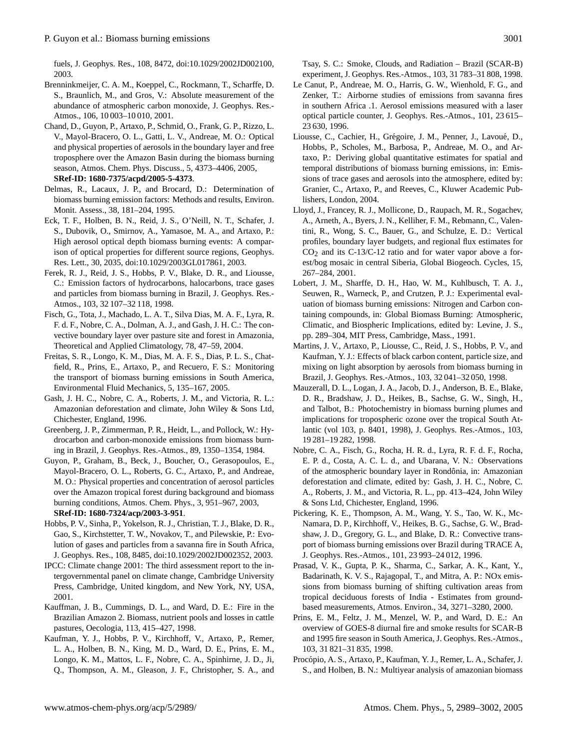fuels, J. Geophys. Res., 108, 8472, doi:10.1029/2002JD002100, 2003.

Brenninkmeijer, C. A. M., Koeppel, C., Rockmann, T., Scharffe, D. S., Braunlich, M., and Gros, V.: Absolute measurement of the abundance of atmospheric carbon monoxide, J. Geophys. Res.-Atmos., 106, 10 003–10 010, 2001.

Chand, D., Guyon, P., Artaxo, P., Schmid, O., Frank, G. P., Rizzo, L. V., Mayol-Bracero, O. L., Gatti, L. V., Andreae, M. O.: Optical and physical properties of aerosols in the boundary layer and free troposphere over the Amazon Basin during the biomass burning season, Atmos. Chem. Phys. Discuss., 5, 4373–4406, 2005, **SRef-ID: 1680-7375/acpd/2005-5-4373**.

Delmas, R., Lacaux, J. P., and Brocard, D.: Determination of biomass burning emission factors: Methods and results, Environ. Monit. Assess., 38, 181–204, 1995.

Eck, T. F., Holben, B. N., Reid, J. S., O'Neill, N. T., Schafer, J. S., Dubovik, O., Smirnov, A., Yamasoe, M. A., and Artaxo, P.: High aerosol optical depth biomass burning events: A comparison of optical properties for different source regions, Geophys. Res. Lett., 30, 2035, doi:10.1029/2003GL017861, 2003.

Ferek, R. J., Reid, J. S., Hobbs, P. V., Blake, D. R., and Liousse, C.: Emission factors of hydrocarbons, halocarbons, trace gases and particles from biomass burning in Brazil, J. Geophys. Res.-Atmos., 103, 32 107–32 118, 1998.

Fisch, G., Tota, J., Machado, L. A. T., Silva Dias, M. A. F., Lyra, R. F. d. F., Nobre, C. A., Dolman, A. J., and Gash, J. H. C.: The convective boundary layer over pasture site and forest in Amazonia, Theoretical and Applied Climatology, 78, 47–59, 2004.

Freitas, S. R., Longo, K. M., Dias, M. A. F. S., Dias, P. L. S., Chatfield, R., Prins, E., Artaxo, P., and Recuero, F. S.: Monitoring the transport of biomass burning emissions in South America, Environmental Fluid Mechanics, 5, 135–167, 2005.

Gash, J. H. C., Nobre, C. A., Roberts, J. M., and Victoria, R. L.: Amazonian deforestation and climate, John Wiley & Sons Ltd, Chichester, England, 1996.

Greenberg, J. P., Zimmerman, P. R., Heidt, L., and Pollock, W.: Hydrocarbon and carbon-monoxide emissions from biomass burning in Brazil, J. Geophys. Res.-Atmos., 89, 1350–1354, 1984.

Guyon, P., Graham, B., Beck, J., Boucher, O., Gerasopoulos, E., Mayol-Bracero, O. L., Roberts, G. C., Artaxo, P., and Andreae, M. O.: Physical properties and concentration of aerosol particles over the Amazon tropical forest during background and biomass burning conditions, Atmos. Chem. Phys., 3, 951–967, 2003, **SRef-ID: 1680-7324/acp/2003-3-951**.

Hobbs, P. V., Sinha, P., Yokelson, R. J., Christian, T. J., Blake, D. R., Gao, S., Kirchstetter, T. W., Novakov, T., and Pilewskie, P.: Evolution of gases and particles from a savanna fire in South Africa, J. Geophys. Res., 108, 8485, doi:10.1029/2002JD002352, 2003.

IPCC: Climate change 2001: The third assessment report to the intergovernmental panel on climate change, Cambridge University Press, Cambridge, United kingdom, and New York, NY, USA, 2001.

Kauffman, J. B., Cummings, D. L., and Ward, D. E.: Fire in the Brazilian Amazon 2. Biomass, nutrient pools and losses in cattle pastures, Oecologia, 113, 415–427, 1998.

Kaufman, Y. J., Hobbs, P. V., Kirchhoff, V., Artaxo, P., Remer, L. A., Holben, B. N., King, M. D., Ward, D. E., Prins, E. M., Longo, K. M., Mattos, L. F., Nobre, C. A., Spinhirne, J. D., Ji, Q., Thompson, A. M., Gleason, J. F., Christopher, S. A., and Tsay, S. C.: Smoke, Clouds, and Radiation – Brazil (SCAR-B) experiment, J. Geophys. Res.-Atmos., 103, 31 783–31 808, 1998.

Le Canut, P., Andreae, M. O., Harris, G. W., Wienhold, F. G., and Zenker, T.: Airborne studies of emissions from savanna fires in southern Africa .1. Aerosol emissions measured with a laser optical particle counter, J. Geophys. Res.-Atmos., 101, 23 615–23 630, 1996.

Liousse, C., Cachier, H., Grégoire, J. M., Penner, J., Lavoué, D., Hobbs, P., Scholes, M., Barbosa, P., Andreae, M. O., and Artaxo, P.: Deriving global quantitative estimates for spatial and temporal distributions of biomass burning emissions, in: Emissions of trace gases and aerosols into the atmosphere, edited by: Granier, C., Artaxo, P., and Reeves, C., Kluwer Academic Publishers, London, 2004.

Lloyd, J., Francey, R. J., Mollicone, D., Raupach, M. R., Sogachev, A., Arneth, A., Byers, J. N., Kelliher, F. M., Rebmann, C., Valentini, R., Wong, S. C., Bauer, G., and Schulze, E. D.: Vertical profiles, boundary layer budgets, and regional flux estimates for $CO_2$ and its C-13/C-12 ratio and for water vapor above a forest/bog mosaic in central Siberia, Global Biogeoch. Cycles, 15, 267–284, 2001.

Lobert, J. M., Scharffe, D. H., Hao, W. M., Kuhlbusch, T. A. J., Seuwen, R., Warneck, P., and Crutzen, P. J.: Experimental evaluation of biomass burning emissions: Nitrogen and Carbon containing compounds, in: Global Biomass Burning: Atmospheric, Climatic, and Biospheric Implications, edited by: Levine, J. S., pp. 289–304, MIT Press, Cambridge, Mass., 1991.

Martins, J. V., Artaxo, P., Liousse, C., Reid, J. S., Hobbs, P. V., and Kaufman, Y. J.: Effects of black carbon content, particle size, and mixing on light absorption by aerosols from biomass burning in Brazil, J. Geophys. Res.-Atmos., 103, 32 041–32 050, 1998.

Mauzerall, D. L., Logan, J. A., Jacob, D. J., Anderson, B. E., Blake, D. R., Bradshaw, J. D., Heikes, B., Sachse, G. W., Singh, H., and Talbot, B.: Photochemistry in biomass burning plumes and implications for tropospheric ozone over the tropical South Atlantic (vol 103, p. 8401, 1998), J. Geophys. Res.-Atmos., 103, 19 281–19 282, 1998.

Nobre, C. A., Fisch, G., Rocha, H. R. d., Lyra, R. F. d. F., Rocha, E. P. d., Costa, A. C. L. d., and Ubarana, V. N.: Observations of the atmospheric boundary layer in Rondônia, in: Amazonian deforestation and climate, edited by: Gash, J. H. C., Nobre, C. A., Roberts, J. M., and Victoria, R. L., pp. 413–424, John Wiley & Sons Ltd, Chichester, England, 1996.

Pickering, K. E., Thompson, A. M., Wang, Y. S., Tao, W. K., McNamara, D. P., Kirchhoff, V., Heikes, B. G., Sachse, G. W., Bradshaw, J. D., Gregory, G. L., and Blake, D. R.: Convective transport of biomass burning emissions over Brazil during TRACE A, J. Geophys. Res.-Atmos., 101, 23 993–24 012, 1996.

Prasad, V. K., Gupta, P. K., Sharma, C., Sarkar, A. K., Kant, Y., Badarinath, K. V. S., Rajagopal, T., and Mitra, A. P.: NOx emissions from biomass burning of shifting cultivation areas from tropical deciduous forests of India - Estimates from ground-based measurements, Atmos. Environ., 34, 3271–3280, 2000.

Prins, E. M., Feltz, J. M., Menzel, W. P., and Ward, D. E.: An overview of GOES-8 diurnal fire and smoke results for SCAR-B and 1995 fire season in South America, J. Geophys. Res.-Atmos., 103, 31 821–31 835, 1998.

Procópio, A. S., Artaxo, P., Kaufman, Y. J., Remer, L. A., Schafer, J. S., and Holben, B. N.: Multiyear analysis of amazonian biomass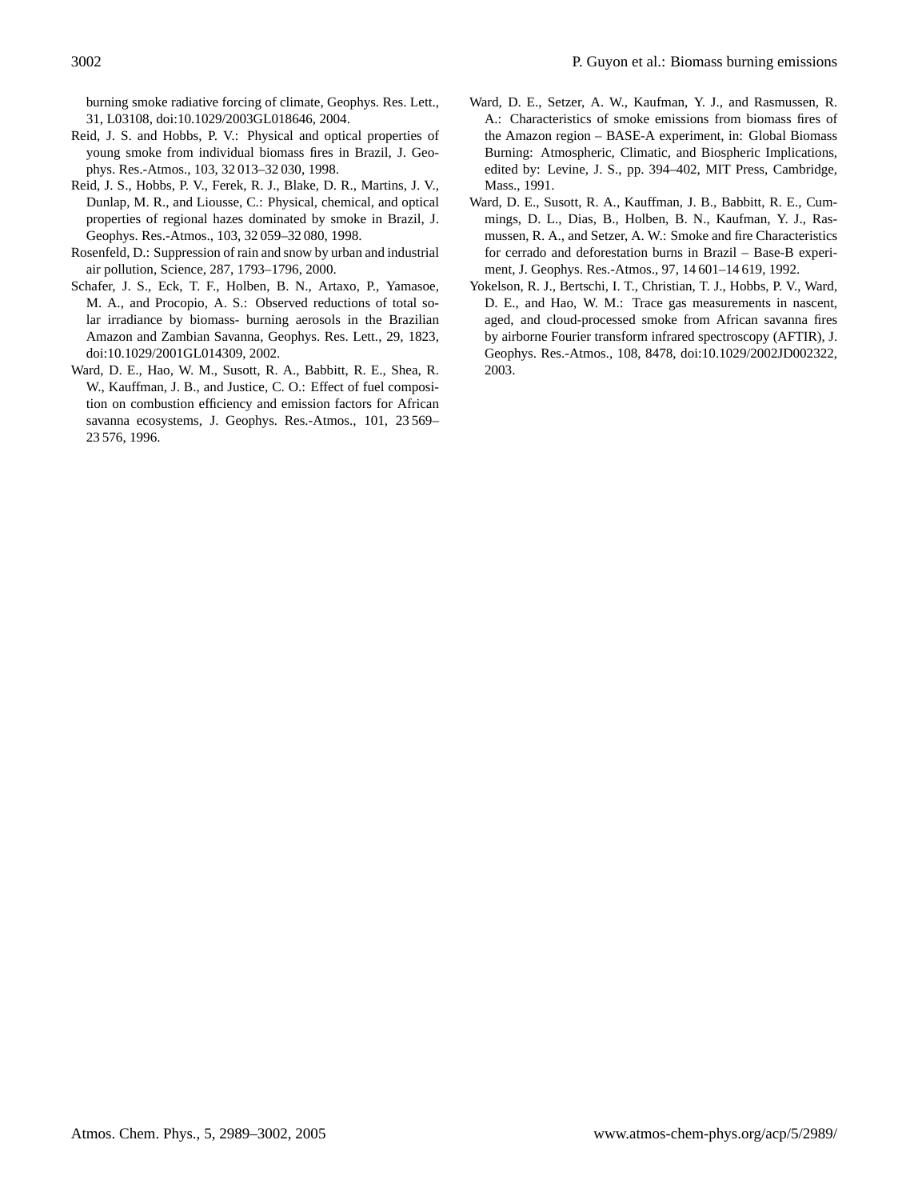burning smoke radiative forcing of climate, Geophys. Res. Lett., 31, L03108, doi:10.1029/2003GL018646, 2004.

Reid, J. S. and Hobbs, P. V.: Physical and optical properties of young smoke from individual biomass fires in Brazil, J. Geophys. Res.-Atmos., 103, 32 013–32 030, 1998.

Reid, J. S., Hobbs, P. V., Ferek, R. J., Blake, D. R., Martins, J. V., Dunlap, M. R., and Liousse, C.: Physical, chemical, and optical properties of regional hazes dominated by smoke in Brazil, J. Geophys. Res.-Atmos., 103, 32 059–32 080, 1998.

Rosenfeld, D.: Suppression of rain and snow by urban and industrial air pollution, Science, 287, 1793–1796, 2000.

Schafer, J. S., Eck, T. F., Holben, B. N., Artaxo, P., Yamasoe, M. A., and Procopio, A. S.: Observed reductions of total solar irradiance by biomass- burning aerosols in the Brazilian Amazon and Zambian Savanna, Geophys. Res. Lett., 29, 1823, doi:10.1029/2001GL014309, 2002.

Ward, D. E., Hao, W. M., Susott, R. A., Babbitt, R. E., Shea, R. W., Kauffman, J. B., and Justice, C. O.: Effect of fuel composition on combustion efficiency and emission factors for African savanna ecosystems, J. Geophys. Res.-Atmos., 101, 23 569–23 576, 1996.

Ward, D. E., Setzer, A. W., Kaufman, Y. J., and Rasmussen, R. A.: Characteristics of smoke emissions from biomass fires of the Amazon region – BASE-A experiment, in: Global Biomass Burning: Atmospheric, Climatic, and Biospheric Implications, edited by: Levine, J. S., pp. 394–402, MIT Press, Cambridge, Mass., 1991.

Ward, D. E., Susott, R. A., Kauffman, J. B., Babbitt, R. E., Cummings, D. L., Dias, B., Holben, B. N., Kaufman, Y. J., Rasmussen, R. A., and Setzer, A. W.: Smoke and fire Characteristics for cerrado and deforestation burns in Brazil – Base-B experiment, J. Geophys. Res.-Atmos., 97, 14 601–14 619, 1992.

Yokelson, R. J., Bertschi, I. T., Christian, T. J., Hobbs, P. V., Ward, D. E., and Hao, W. M.: Trace gas measurements in nascent, aged, and cloud-processed smoke from African savanna fires by airborne Fourier transform infrared spectroscopy (AFTIR), J. Geophys. Res.-Atmos., 108, 8478, doi:10.1029/2002JD002322, 2003.